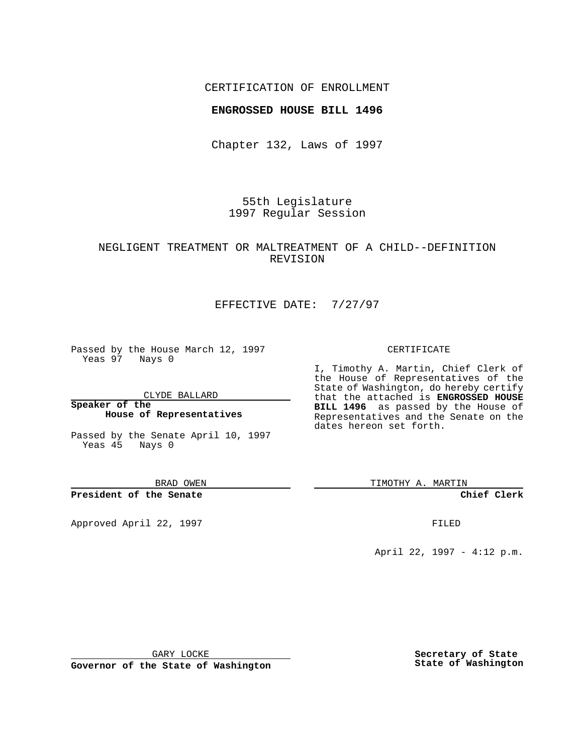CERTIFICATION OF ENROLLMENT

**ENGROSSED HOUSE BILL 1496**

Chapter 132, Laws of 1997

55th Legislature
1997 Regular Session

NEGLIGENT TREATMENT OR MALTREATMENT OF A CHILD--DEFINITION REVISION

EFFECTIVE DATE: 7/27/97

Passed by the House March 12, 1997
Yeas 97 Nays 0

CLYDE BALLARD

**Speaker of the House of Representatives**

Passed by the Senate April 10, 1997
Yeas 45 Nays 0

BRAD OWEN

**President of the Senate**

Approved April 22, 1997

GARY LOCKE

**Governor of the State of Washington**

CERTIFICATE

I, Timothy A. Martin, Chief Clerk of the House of Representatives of the State of Washington, do hereby certify that the attached is **ENGROSSED HOUSE BILL 1496** as passed by the House of Representatives and the Senate on the dates hereon set forth.

TIMOTHY A. MARTIN

**Chief Clerk**

FILED

April 22, 1997 - 4:12 p.m.

**Secretary of State**
**State of Washington**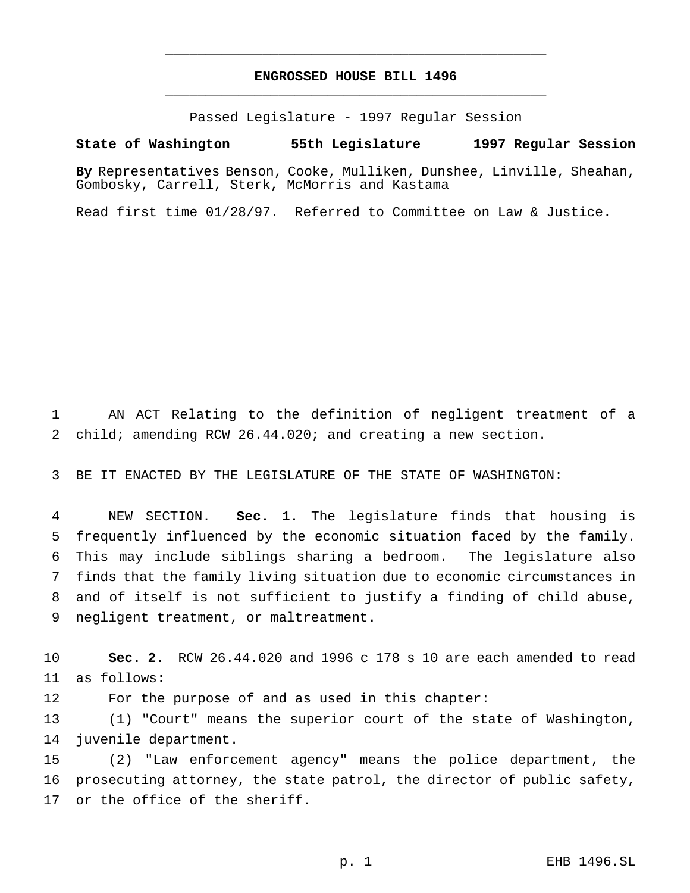# ENGROSSED HOUSE BILL 1496

Passed Legislature - 1997 Regular Session

**State of Washington 55th Legislature 1997 Regular Session**

**By** Representatives Benson, Cooke, Mulliken, Dunshee, Linville, Sheahan, Gombosky, Carrell, Sterk, McMorris and Kastama

Read first time 01/28/97. Referred to Committee on Law & Justice.

1 AN ACT Relating to the definition of negligent treatment of a
2 child; amending RCW 26.44.020; and creating a new section.

3 BE IT ENACTED BY THE LEGISLATURE OF THE STATE OF WASHINGTON:

4 NEW SECTION. **Sec. 1.** The legislature finds that housing is
5 frequently influenced by the economic situation faced by the family.
6 This may include siblings sharing a bedroom. The legislature also
7 finds that the family living situation due to economic circumstances in
8 and of itself is not sufficient to justify a finding of child abuse,
9 negligent treatment, or maltreatment.

10 **Sec. 2.** RCW 26.44.020 and 1996 c 178 s 10 are each amended to read
11 as follows:

12 For the purpose of and as used in this chapter:

13 (1) "Court" means the superior court of the state of Washington,
14 juvenile department.

15 (2) "Law enforcement agency" means the police department, the
16 prosecuting attorney, the state patrol, the director of public safety,
17 or the office of the sheriff.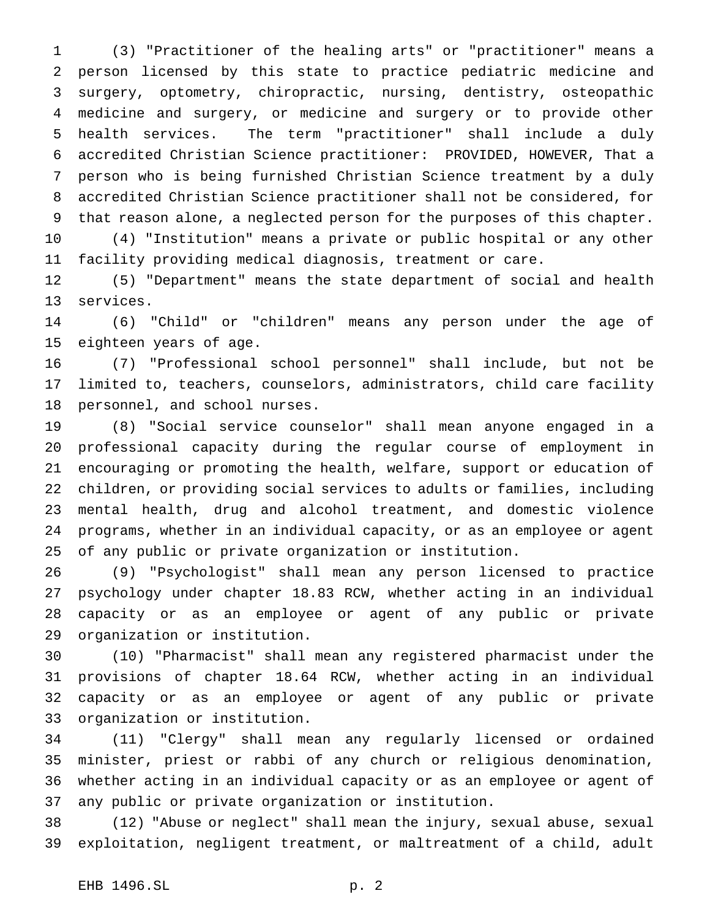(3) "Practitioner of the healing arts" or "practitioner" means a person licensed by this state to practice pediatric medicine and surgery, optometry, chiropractic, nursing, dentistry, osteopathic medicine and surgery, or medicine and surgery or to provide other health services. The term "practitioner" shall include a duly accredited Christian Science practitioner: PROVIDED, HOWEVER, That a person who is being furnished Christian Science treatment by a duly accredited Christian Science practitioner shall not be considered, for that reason alone, a neglected person for the purposes of this chapter.

(4) "Institution" means a private or public hospital or any other facility providing medical diagnosis, treatment or care.

(5) "Department" means the state department of social and health services.

(6) "Child" or "children" means any person under the age of eighteen years of age.

(7) "Professional school personnel" shall include, but not be limited to, teachers, counselors, administrators, child care facility personnel, and school nurses.

(8) "Social service counselor" shall mean anyone engaged in a professional capacity during the regular course of employment in encouraging or promoting the health, welfare, support or education of children, or providing social services to adults or families, including mental health, drug and alcohol treatment, and domestic violence programs, whether in an individual capacity, or as an employee or agent of any public or private organization or institution.

(9) "Psychologist" shall mean any person licensed to practice psychology under chapter 18.83 RCW, whether acting in an individual capacity or as an employee or agent of any public or private organization or institution.

(10) "Pharmacist" shall mean any registered pharmacist under the provisions of chapter 18.64 RCW, whether acting in an individual capacity or as an employee or agent of any public or private organization or institution.

(11) "Clergy" shall mean any regularly licensed or ordained minister, priest or rabbi of any church or religious denomination, whether acting in an individual capacity or as an employee or agent of any public or private organization or institution.

(12) "Abuse or neglect" shall mean the injury, sexual abuse, sexual exploitation, negligent treatment, or maltreatment of a child, adult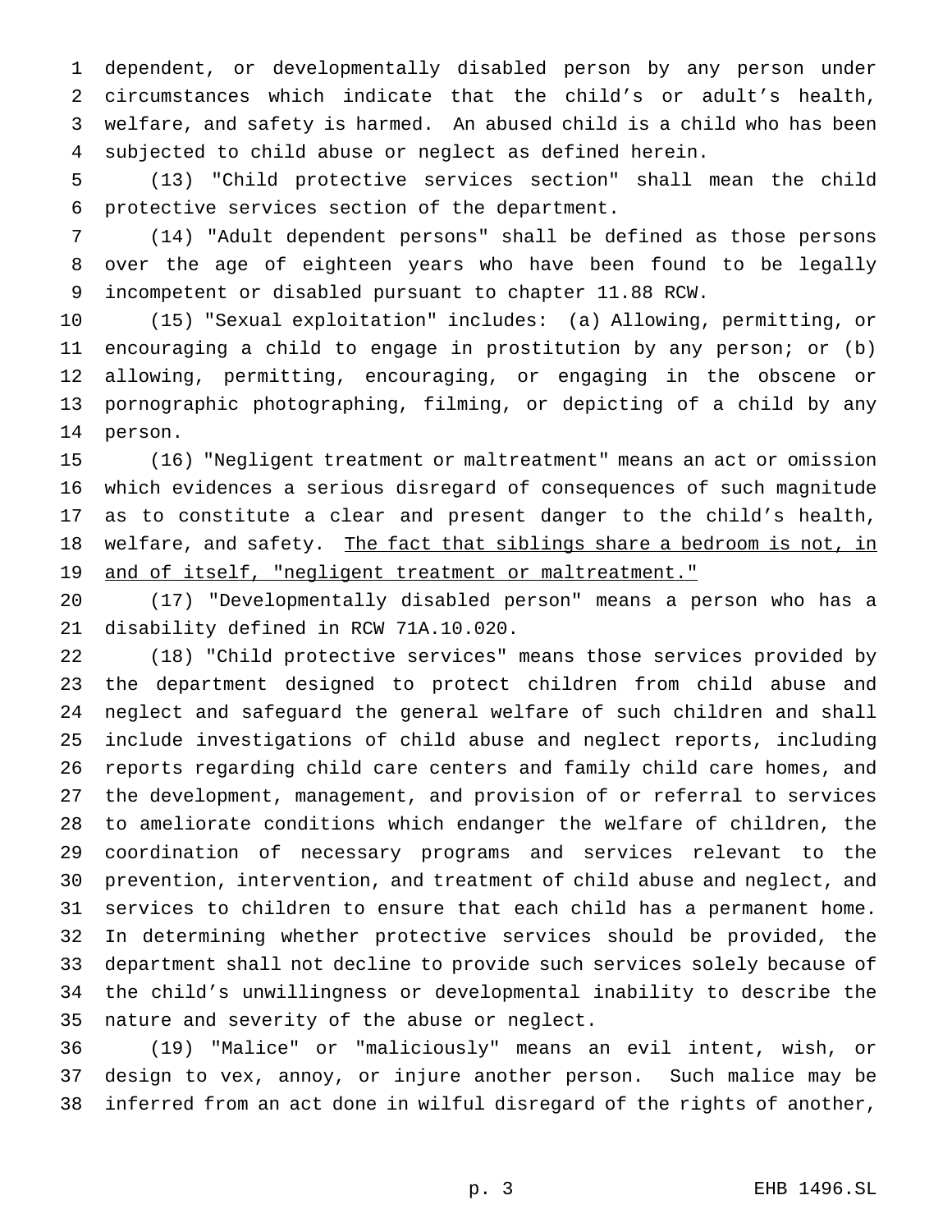dependent, or developmentally disabled person by any person under circumstances which indicate that the child's or adult's health, welfare, and safety is harmed. An abused child is a child who has been subjected to child abuse or neglect as defined herein.

(13) "Child protective services section" shall mean the child protective services section of the department.

(14) "Adult dependent persons" shall be defined as those persons over the age of eighteen years who have been found to be legally incompetent or disabled pursuant to chapter 11.88 RCW.

(15) "Sexual exploitation" includes: (a) Allowing, permitting, or encouraging a child to engage in prostitution by any person; or (b) allowing, permitting, encouraging, or engaging in the obscene or pornographic photographing, filming, or depicting of a child by any person.

(16) "Negligent treatment or maltreatment" means an act or omission which evidences a serious disregard of consequences of such magnitude as to constitute a clear and present danger to the child's health, welfare, and safety. <u>The fact that siblings share a bedroom is not, in and of itself, "negligent treatment or maltreatment."</u>

(17) "Developmentally disabled person" means a person who has a disability defined in RCW 71A.10.020.

(18) "Child protective services" means those services provided by the department designed to protect children from child abuse and neglect and safeguard the general welfare of such children and shall include investigations of child abuse and neglect reports, including reports regarding child care centers and family child care homes, and the development, management, and provision of or referral to services to ameliorate conditions which endanger the welfare of children, the coordination of necessary programs and services relevant to the prevention, intervention, and treatment of child abuse and neglect, and services to children to ensure that each child has a permanent home. In determining whether protective services should be provided, the department shall not decline to provide such services solely because of the child's unwillingness or developmental inability to describe the nature and severity of the abuse or neglect.

(19) "Malice" or "maliciously" means an evil intent, wish, or design to vex, annoy, or injure another person. Such malice may be inferred from an act done in wilful disregard of the rights of another,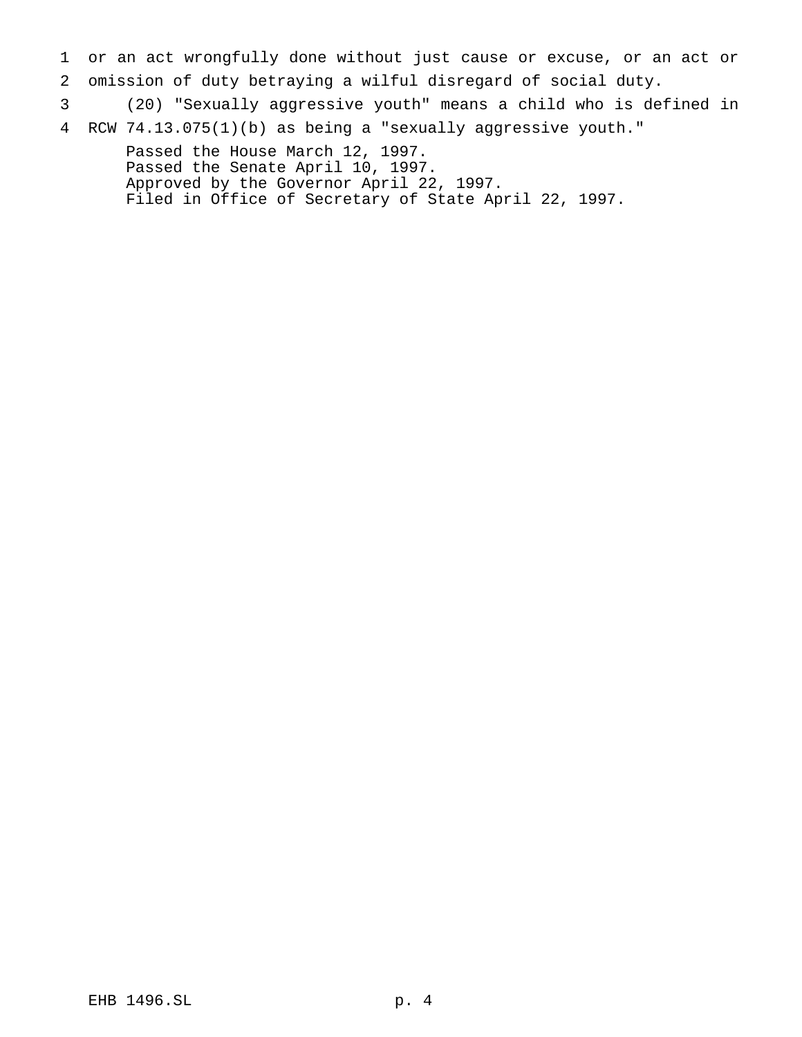or an act wrongfully done without just cause or excuse, or an act or omission of duty betraying a wilful disregard of social duty.

(20) "Sexually aggressive youth" means a child who is defined in RCW 74.13.075(1)(b) as being a "sexually aggressive youth."

Passed the House March 12, 1997.
Passed the Senate April 10, 1997.
Approved by the Governor April 22, 1997.
Filed in Office of Secretary of State April 22, 1997.